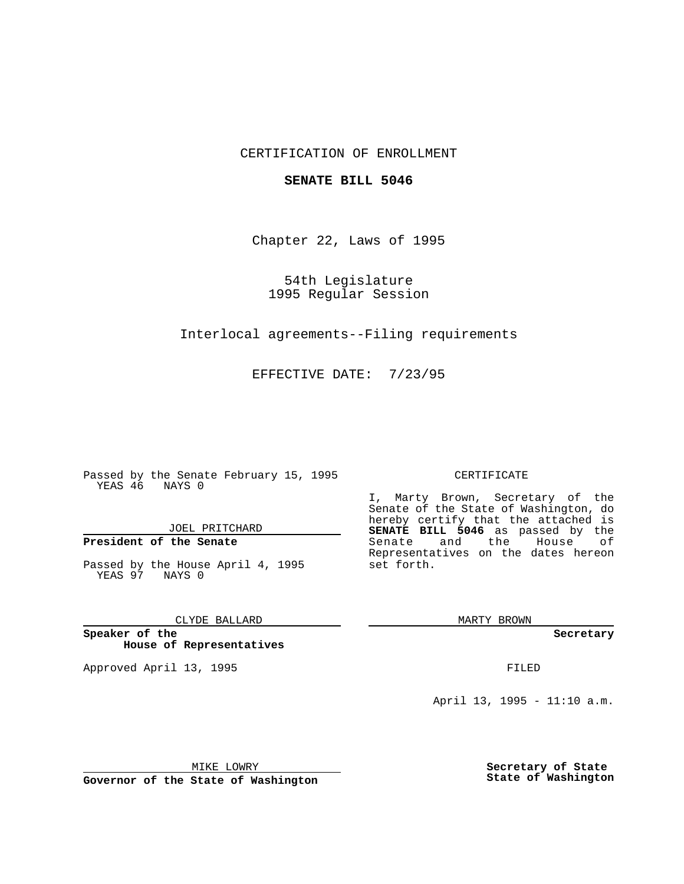CERTIFICATION OF ENROLLMENT

**SENATE BILL 5046**

Chapter 22, Laws of 1995

54th Legislature
1995 Regular Session

Interlocal agreements--Filing requirements

EFFECTIVE DATE: 7/23/95

Passed by the Senate February 15, 1995
YEAS 46 NAYS 0

JOEL PRITCHARD

**President of the Senate**

Passed by the House April 4, 1995
YEAS 97 NAYS 0

CLYDE BALLARD

**Speaker of the House of Representatives**

Approved April 13, 1995

MIKE LOWRY

**Governor of the State of Washington**

CERTIFICATE

I, Marty Brown, Secretary of the Senate of the State of Washington, do hereby certify that the attached is **SENATE BILL 5046** as passed by the Senate and the House of Representatives on the dates hereon set forth.

MARTY BROWN

**Secretary**

FILED

April 13, 1995 - 11:10 a.m.

**Secretary of State**
**State of Washington**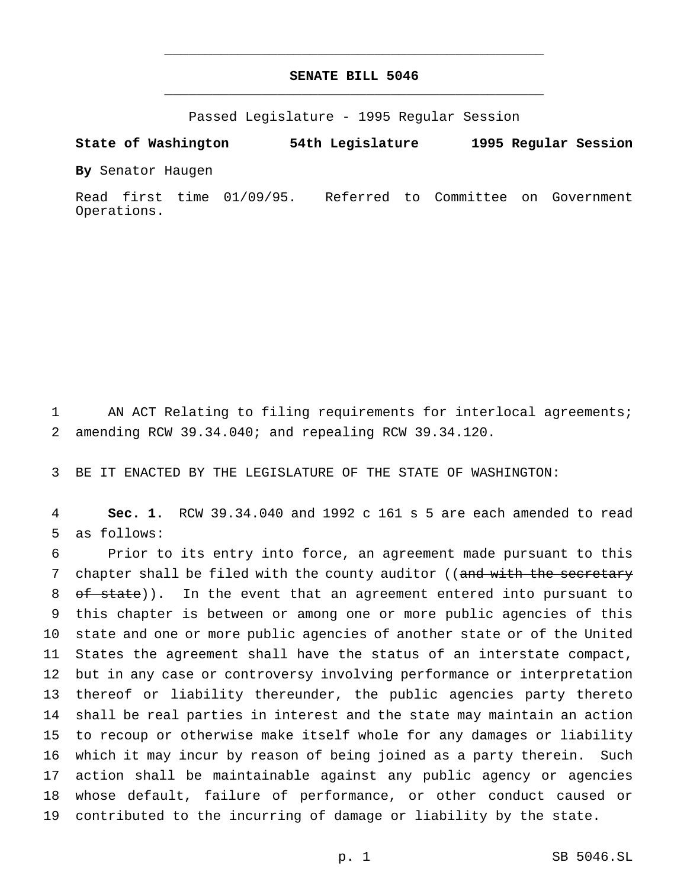# SENATE BILL 5046

Passed Legislature - 1995 Regular Session

**State of Washington 54th Legislature 1995 Regular Session**

**By** Senator Haugen

Read first time 01/09/95. Referred to Committee on Government Operations.

1 AN ACT Relating to filing requirements for interlocal agreements;
2 amending RCW 39.34.040; and repealing RCW 39.34.120.

3 BE IT ENACTED BY THE LEGISLATURE OF THE STATE OF WASHINGTON:

4 **Sec. 1.** RCW 39.34.040 and 1992 c 161 s 5 are each amended to read
5 as follows:

6 Prior to its entry into force, an agreement made pursuant to this
7 chapter shall be filed with the county auditor ((~~and with the secretary~~
8 ~~of state~~)). In the event that an agreement entered into pursuant to
9 this chapter is between or among one or more public agencies of this
10 state and one or more public agencies of another state or of the United
11 States the agreement shall have the status of an interstate compact,
12 but in any case or controversy involving performance or interpretation
13 thereof or liability thereunder, the public agencies party thereto
14 shall be real parties in interest and the state may maintain an action
15 to recoup or otherwise make itself whole for any damages or liability
16 which it may incur by reason of being joined as a party therein. Such
17 action shall be maintainable against any public agency or agencies
18 whose default, failure of performance, or other conduct caused or
19 contributed to the incurring of damage or liability by the state.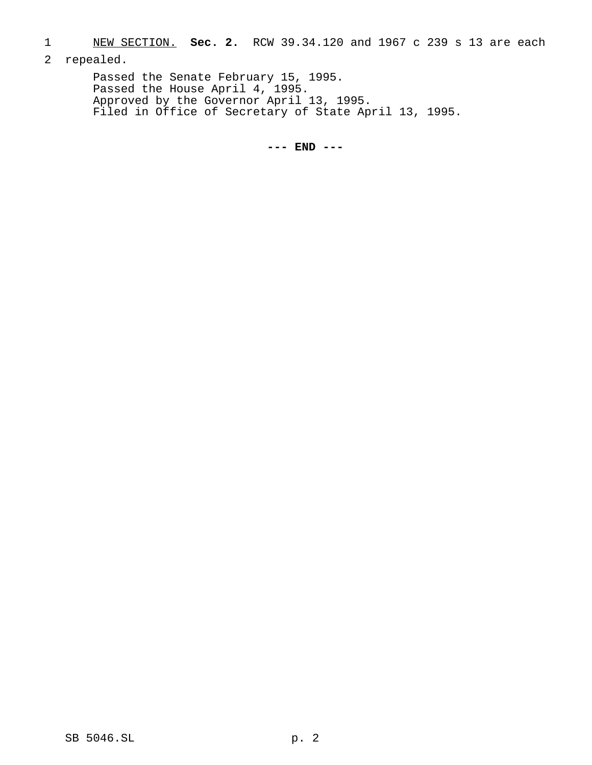NEW SECTION. **Sec. 2.** RCW 39.34.120 and 1967 c 239 s 13 are each repealed.

Passed the Senate February 15, 1995.
Passed the House April 4, 1995.
Approved by the Governor April 13, 1995.
Filed in Office of Secretary of State April 13, 1995.

**--- END ---**